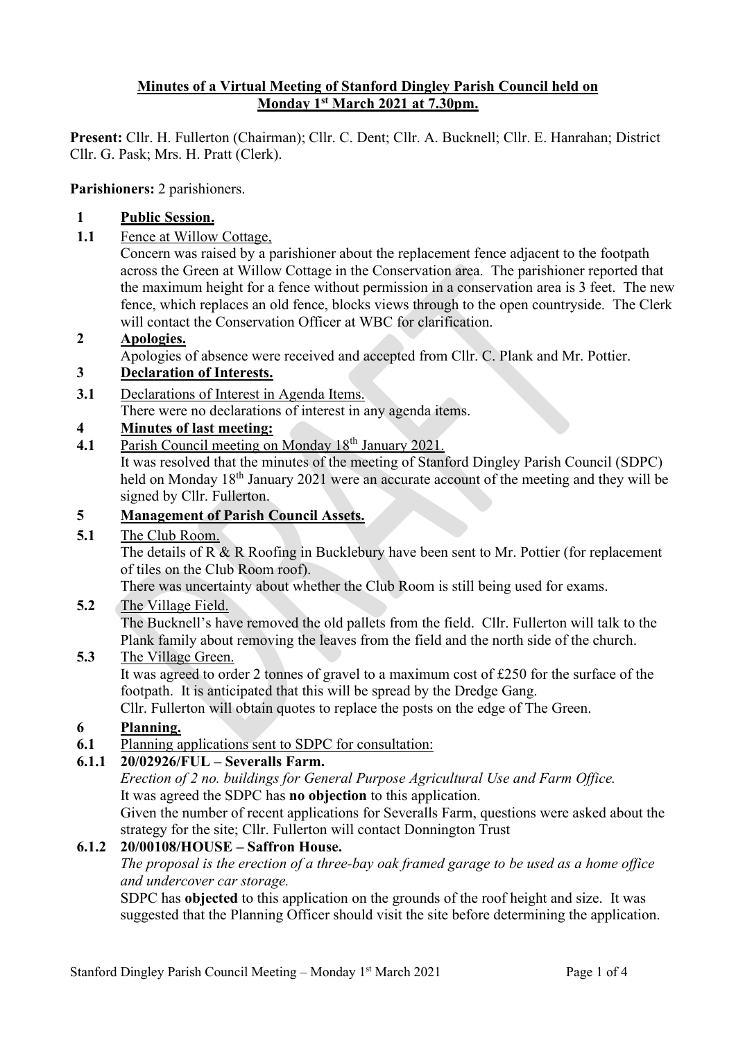**Minutes of a Virtual Meeting of Stanford Dingley Parish Council held on Monday 1st March 2021 at 7.30pm.**

**Present:** Cllr. H. Fullerton (Chairman); Cllr. C. Dent; Cllr. A. Bucknell; Cllr. E. Hanrahan; District Cllr. G. Pask; Mrs. H. Pratt (Clerk).

**Parishioners:** 2 parishioners.

**1 Public Session.**

**1.1** Fence at Willow Cottage,

Concern was raised by a parishioner about the replacement fence adjacent to the footpath across the Green at Willow Cottage in the Conservation area. The parishioner reported that the maximum height for a fence without permission in a conservation area is 3 feet. The new fence, which replaces an old fence, blocks views through to the open countryside. The Clerk will contact the Conservation Officer at WBC for clarification.

**2 Apologies.**

Apologies of absence were received and accepted from Cllr. C. Plank and Mr. Pottier.

**3 Declaration of Interests.**

**3.1** Declarations of Interest in Agenda Items.

There were no declarations of interest in any agenda items.

**4 Minutes of last meeting:**

**4.1** Parish Council meeting on Monday 18th January 2021.

It was resolved that the minutes of the meeting of Stanford Dingley Parish Council (SDPC) held on Monday 18th January 2021 were an accurate account of the meeting and they will be signed by Cllr. Fullerton.

**5 Management of Parish Council Assets.**

**5.1** The Club Room.

The details of R & R Roofing in Bucklebury have been sent to Mr. Pottier (for replacement of tiles on the Club Room roof).

There was uncertainty about whether the Club Room is still being used for exams.

**5.2** The Village Field.

The Bucknell's have removed the old pallets from the field. Cllr. Fullerton will talk to the Plank family about removing the leaves from the field and the north side of the church.

**5.3** The Village Green.

It was agreed to order 2 tonnes of gravel to a maximum cost of £250 for the surface of the footpath. It is anticipated that this will be spread by the Dredge Gang.

Cllr. Fullerton will obtain quotes to replace the posts on the edge of The Green.

**6 Planning.**

**6.1** Planning applications sent to SDPC for consultation:

**6.1.1 20/02926/FUL – Severalls Farm.**

*Erection of 2 no. buildings for General Purpose Agricultural Use and Farm Office.*

It was agreed the SDPC has **no objection** to this application.

Given the number of recent applications for Severalls Farm, questions were asked about the strategy for the site; Cllr. Fullerton will contact Donnington Trust

**6.1.2 20/00108/HOUSE – Saffron House.**

*The proposal is the erection of a three-bay oak framed garage to be used as a home office and undercover car storage.*

SDPC has **objected** to this application on the grounds of the roof height and size. It was suggested that the Planning Officer should visit the site before determining the application.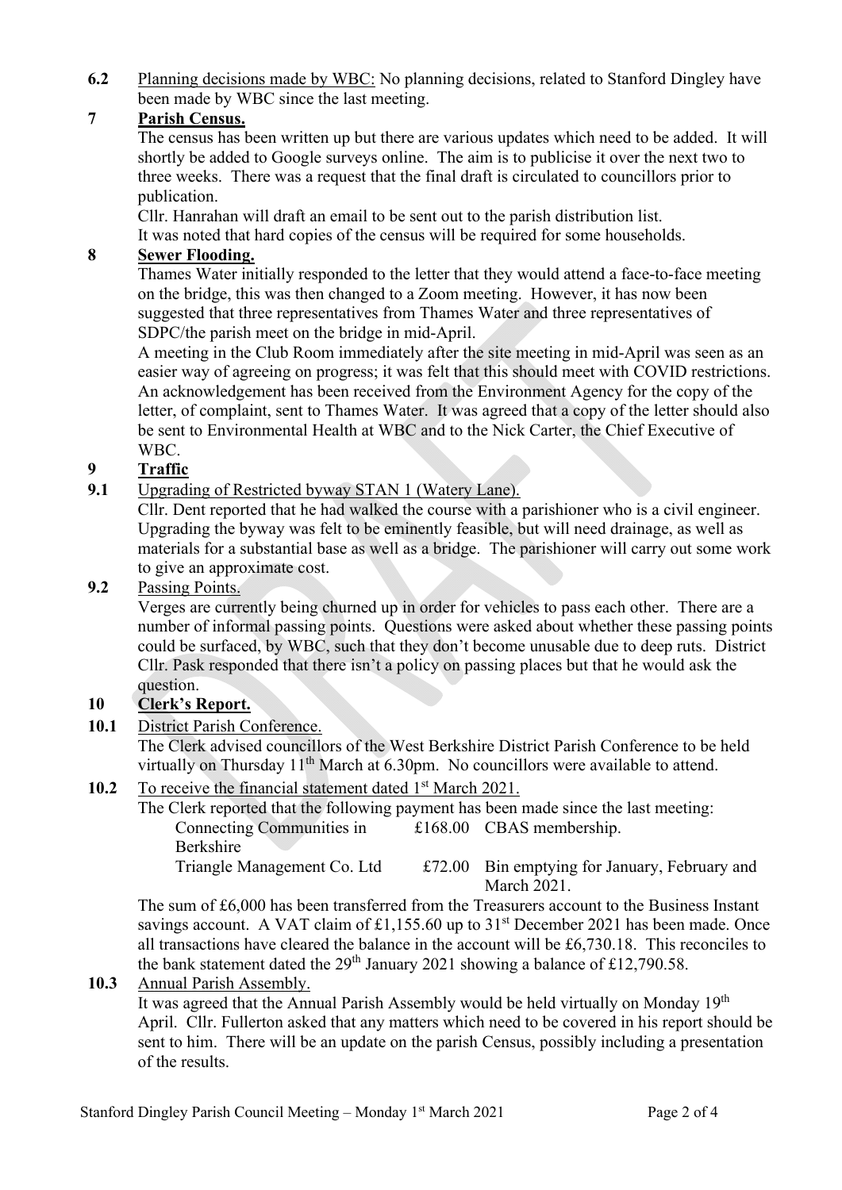**6.2** Planning decisions made by WBC: No planning decisions, related to Stanford Dingley have been made by WBC since the last meeting.

**7 Parish Census.**

The census has been written up but there are various updates which need to be added. It will shortly be added to Google surveys online. The aim is to publicise it over the next two to three weeks. There was a request that the final draft is circulated to councillors prior to publication.

Cllr. Hanrahan will draft an email to be sent out to the parish distribution list.

It was noted that hard copies of the census will be required for some households.

**8 Sewer Flooding.**

Thames Water initially responded to the letter that they would attend a face-to-face meeting on the bridge, this was then changed to a Zoom meeting. However, it has now been suggested that three representatives from Thames Water and three representatives of SDPC/the parish meet on the bridge in mid-April.

A meeting in the Club Room immediately after the site meeting in mid-April was seen as an easier way of agreeing on progress; it was felt that this should meet with COVID restrictions. An acknowledgement has been received from the Environment Agency for the copy of the letter, of complaint, sent to Thames Water. It was agreed that a copy of the letter should also be sent to Environmental Health at WBC and to the Nick Carter, the Chief Executive of WBC.

**9 Traffic**

**9.1** Upgrading of Restricted byway STAN 1 (Watery Lane).

Cllr. Dent reported that he had walked the course with a parishioner who is a civil engineer. Upgrading the byway was felt to be eminently feasible, but will need drainage, as well as materials for a substantial base as well as a bridge. The parishioner will carry out some work to give an approximate cost.

**9.2** Passing Points.

Verges are currently being churned up in order for vehicles to pass each other. There are a number of informal passing points. Questions were asked about whether these passing points could be surfaced, by WBC, such that they don't become unusable due to deep ruts. District Cllr. Pask responded that there isn't a policy on passing places but that he would ask the question.

**10 Clerk's Report.**

**10.1** District Parish Conference.

The Clerk advised councillors of the West Berkshire District Parish Conference to be held virtually on Thursday 11th March at 6.30pm. No councillors were available to attend.

**10.2** To receive the financial statement dated 1st March 2021.

The Clerk reported that the following payment has been made since the last meeting:

| | | |
|---|---|---|
| Connecting Communities in Berkshire | £168.00 | CBAS membership. |
| Triangle Management Co. Ltd | £72.00 | Bin emptying for January, February and March 2021. |

The sum of £6,000 has been transferred from the Treasurers account to the Business Instant savings account. A VAT claim of £1,155.60 up to 31st December 2021 has been made. Once all transactions have cleared the balance in the account will be £6,730.18. This reconciles to the bank statement dated the 29th January 2021 showing a balance of £12,790.58.

**10.3** Annual Parish Assembly.

It was agreed that the Annual Parish Assembly would be held virtually on Monday 19th April. Cllr. Fullerton asked that any matters which need to be covered in his report should be sent to him. There will be an update on the parish Census, possibly including a presentation of the results.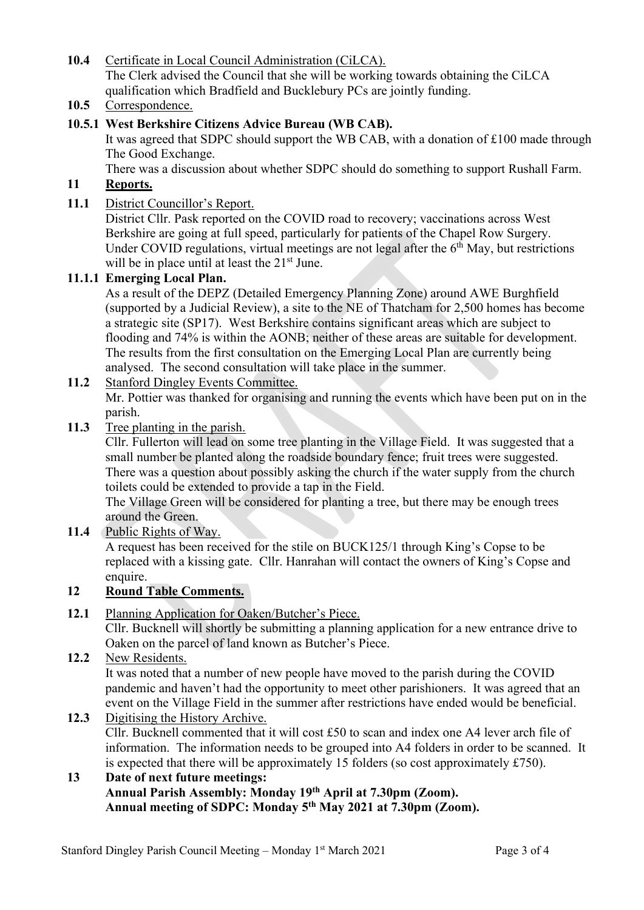**10.4** Certificate in Local Council Administration (CiLCA).
The Clerk advised the Council that she will be working towards obtaining the CiLCA qualification which Bradfield and Bucklebury PCs are jointly funding.

**10.5** Correspondence.

**10.5.1 West Berkshire Citizens Advice Bureau (WB CAB).**
It was agreed that SDPC should support the WB CAB, with a donation of £100 made through The Good Exchange.
There was a discussion about whether SDPC should do something to support Rushall Farm.

## 11 Reports.

**11.1** District Councillor's Report.
District Cllr. Pask reported on the COVID road to recovery; vaccinations across West Berkshire are going at full speed, particularly for patients of the Chapel Row Surgery. Under COVID regulations, virtual meetings are not legal after the 6th May, but restrictions will be in place until at least the 21st June.

**11.1.1 Emerging Local Plan.**
As a result of the DEPZ (Detailed Emergency Planning Zone) around AWE Burghfield (supported by a Judicial Review), a site to the NE of Thatcham for 2,500 homes has become a strategic site (SP17). West Berkshire contains significant areas which are subject to flooding and 74% is within the AONB; neither of these areas are suitable for development. The results from the first consultation on the Emerging Local Plan are currently being analysed. The second consultation will take place in the summer.

**11.2** Stanford Dingley Events Committee.
Mr. Pottier was thanked for organising and running the events which have been put on in the parish.

**11.3** Tree planting in the parish.
Cllr. Fullerton will lead on some tree planting in the Village Field. It was suggested that a small number be planted along the roadside boundary fence; fruit trees were suggested. There was a question about possibly asking the church if the water supply from the church toilets could be extended to provide a tap in the Field.
The Village Green will be considered for planting a tree, but there may be enough trees around the Green.

**11.4** Public Rights of Way.
A request has been received for the stile on BUCK125/1 through King's Copse to be replaced with a kissing gate. Cllr. Hanrahan will contact the owners of King's Copse and enquire.

## 12 Round Table Comments.

**12.1** Planning Application for Oaken/Butcher's Piece.
Cllr. Bucknell will shortly be submitting a planning application for a new entrance drive to Oaken on the parcel of land known as Butcher's Piece.

**12.2** New Residents.
It was noted that a number of new people have moved to the parish during the COVID pandemic and haven't had the opportunity to meet other parishioners. It was agreed that an event on the Village Field in the summer after restrictions have ended would be beneficial.

**12.3** Digitising the History Archive.
Cllr. Bucknell commented that it will cost £50 to scan and index one A4 lever arch file of information. The information needs to be grouped into A4 folders in order to be scanned. It is expected that there will be approximately 15 folders (so cost approximately £750).

## 13 Date of next future meetings:

**Annual Parish Assembly: Monday 19th April at 7.30pm (Zoom).**
**Annual meeting of SDPC: Monday 5th May 2021 at 7.30pm (Zoom).**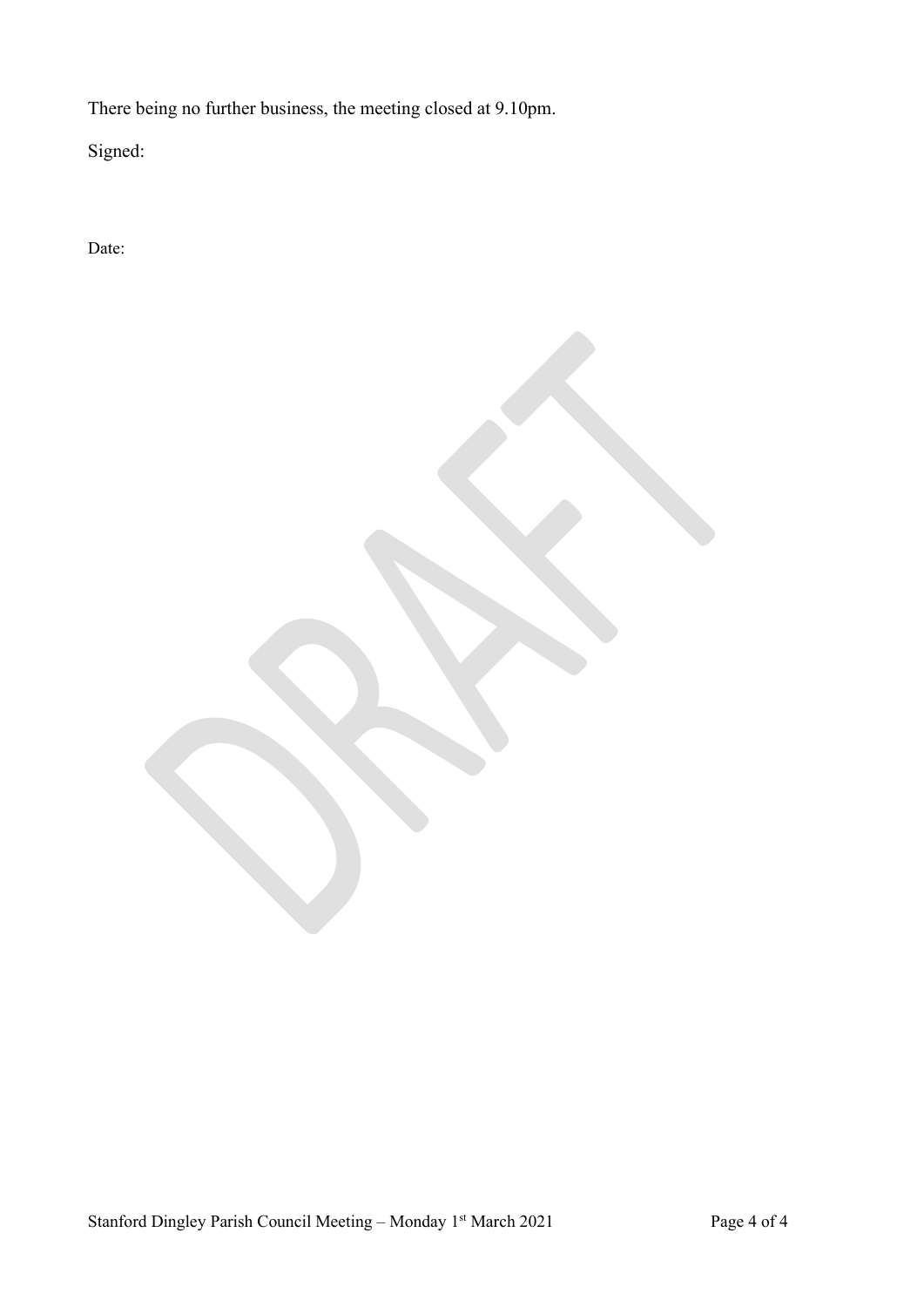There being no further business, the meeting closed at 9.10pm.

Signed:

Date: